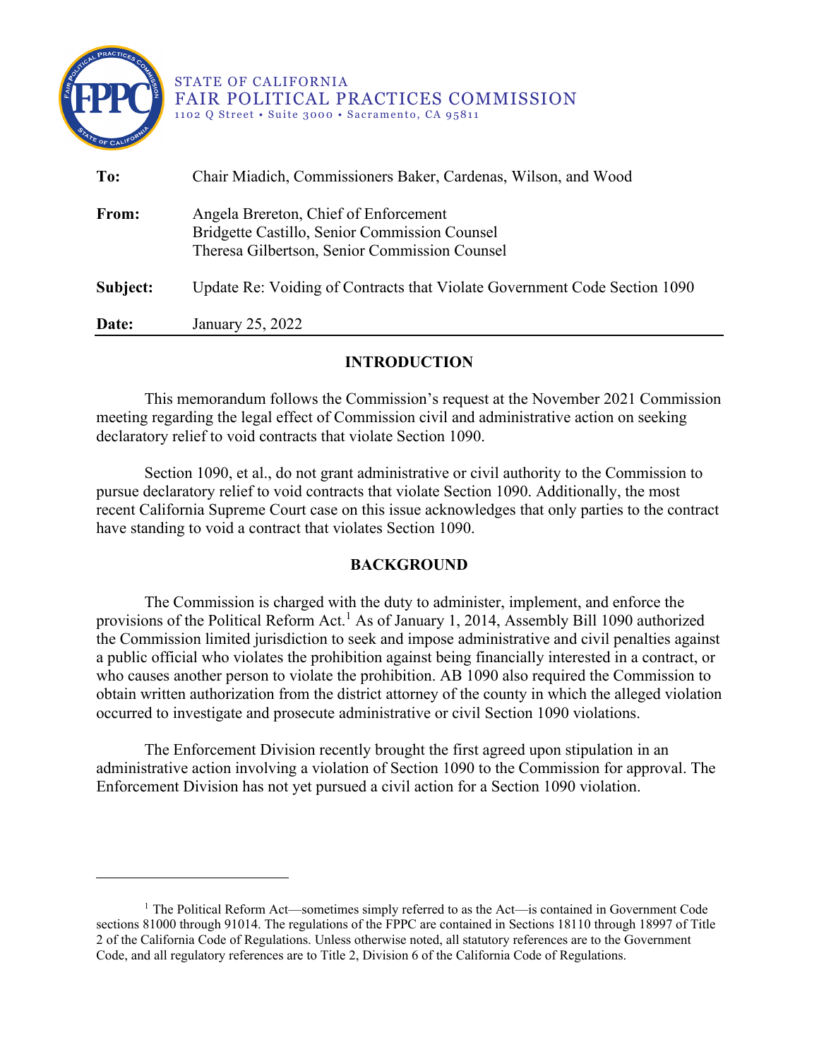STATE OF CALIFORNIA
FAIR POLITICAL PRACTICES COMMISSION
1102 Q Street • Suite 3000 • Sacramento, CA 95811

| | |
|---|---|
| **To:** | Chair Miadich, Commissioners Baker, Cardenas, Wilson, and Wood |
| **From:** | Angela Brereton, Chief of Enforcement<br>Bridgette Castillo, Senior Commission Counsel<br>Theresa Gilbertson, Senior Commission Counsel |
| **Subject:** | Update Re: Voiding of Contracts that Violate Government Code Section 1090 |
| **Date:** | January 25, 2022 |

## INTRODUCTION

This memorandum follows the Commission's request at the November 2021 Commission meeting regarding the legal effect of Commission civil and administrative action on seeking declaratory relief to void contracts that violate Section 1090.

Section 1090, et al., do not grant administrative or civil authority to the Commission to pursue declaratory relief to void contracts that violate Section 1090. Additionally, the most recent California Supreme Court case on this issue acknowledges that only parties to the contract have standing to void a contract that violates Section 1090.

## BACKGROUND

The Commission is charged with the duty to administer, implement, and enforce the provisions of the Political Reform Act.[1] As of January 1, 2014, Assembly Bill 1090 authorized the Commission limited jurisdiction to seek and impose administrative and civil penalties against a public official who violates the prohibition against being financially interested in a contract, or who causes another person to violate the prohibition. AB 1090 also required the Commission to obtain written authorization from the district attorney of the county in which the alleged violation occurred to investigate and prosecute administrative or civil Section 1090 violations.

The Enforcement Division recently brought the first agreed upon stipulation in an administrative action involving a violation of Section 1090 to the Commission for approval. The Enforcement Division has not yet pursued a civil action for a Section 1090 violation.

---

[1] The Political Reform Act—sometimes simply referred to as the Act—is contained in Government Code sections 81000 through 91014. The regulations of the FPPC are contained in Sections 18110 through 18997 of Title 2 of the California Code of Regulations. Unless otherwise noted, all statutory references are to the Government Code, and all regulatory references are to Title 2, Division 6 of the California Code of Regulations.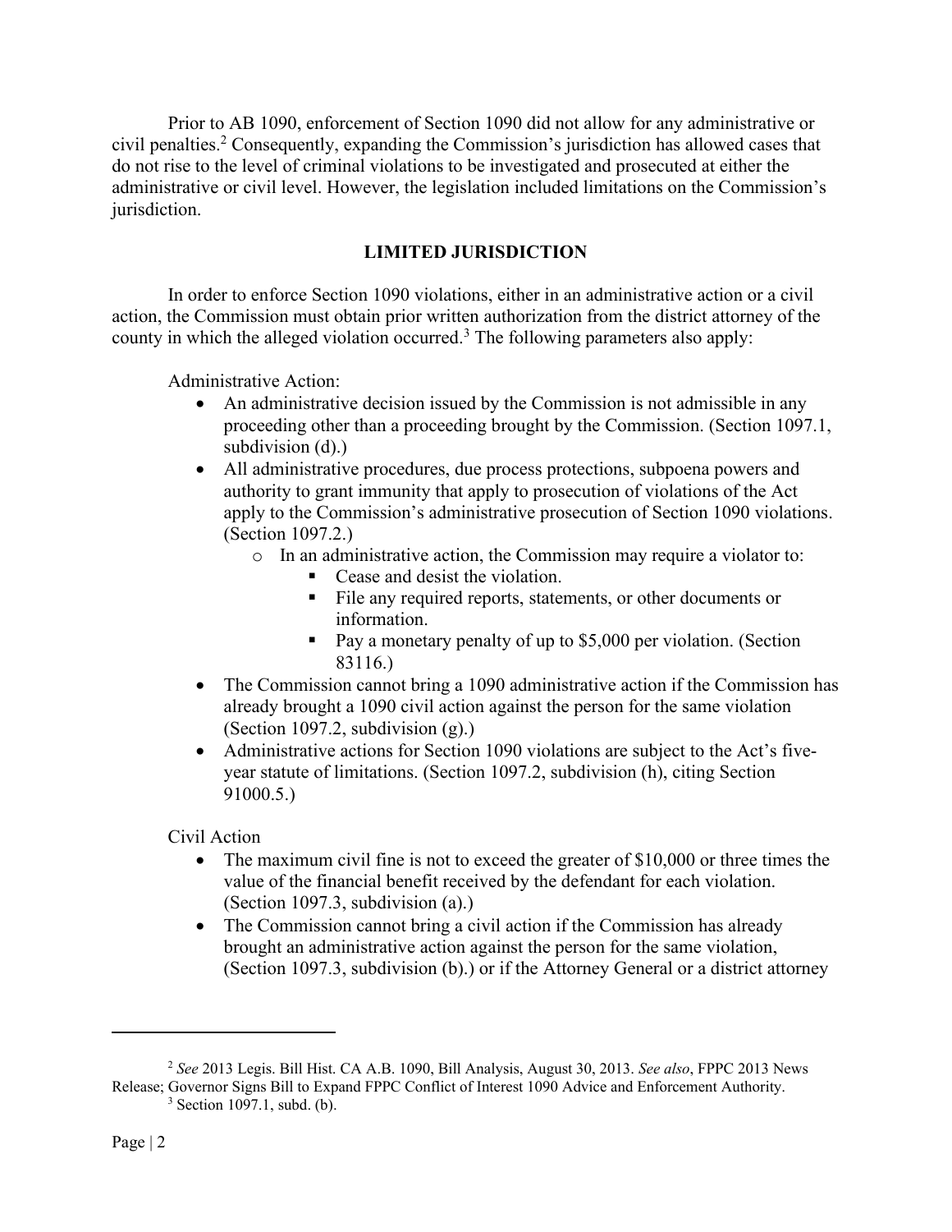Prior to AB 1090, enforcement of Section 1090 did not allow for any administrative or civil penalties.[2] Consequently, expanding the Commission's jurisdiction has allowed cases that do not rise to the level of criminal violations to be investigated and prosecuted at either the administrative or civil level. However, the legislation included limitations on the Commission's jurisdiction.

## LIMITED JURISDICTION

In order to enforce Section 1090 violations, either in an administrative action or a civil action, the Commission must obtain prior written authorization from the district attorney of the county in which the alleged violation occurred.[3] The following parameters also apply:

Administrative Action:

- An administrative decision issued by the Commission is not admissible in any proceeding other than a proceeding brought by the Commission. (Section 1097.1, subdivision (d).)
- All administrative procedures, due process protections, subpoena powers and authority to grant immunity that apply to prosecution of violations of the Act apply to the Commission's administrative prosecution of Section 1090 violations. (Section 1097.2.)
  - In an administrative action, the Commission may require a violator to:
    - Cease and desist the violation.
    - File any required reports, statements, or other documents or information.
    - Pay a monetary penalty of up to $5,000 per violation. (Section 83116.)
- The Commission cannot bring a 1090 administrative action if the Commission has already brought a 1090 civil action against the person for the same violation (Section 1097.2, subdivision (g).)
- Administrative actions for Section 1090 violations are subject to the Act's five-year statute of limitations. (Section 1097.2, subdivision (h), citing Section 91000.5.)

Civil Action

- The maximum civil fine is not to exceed the greater of $10,000 or three times the value of the financial benefit received by the defendant for each violation. (Section 1097.3, subdivision (a).)
- The Commission cannot bring a civil action if the Commission has already brought an administrative action against the person for the same violation, (Section 1097.3, subdivision (b).) or if the Attorney General or a district attorney

---

[2] *See* 2013 Legis. Bill Hist. CA A.B. 1090, Bill Analysis, August 30, 2013. *See also*, FPPC 2013 News Release; Governor Signs Bill to Expand FPPC Conflict of Interest 1090 Advice and Enforcement Authority.

[3] Section 1097.1, subd. (b).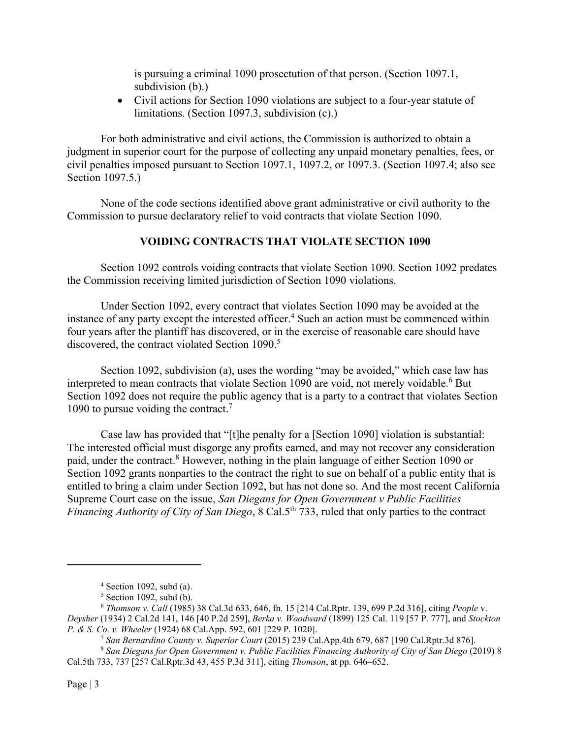is pursuing a criminal 1090 prosectution of that person. (Section 1097.1, subdivision (b).)

- Civil actions for Section 1090 violations are subject to a four-year statute of limitations. (Section 1097.3, subdivision (c).)

For both administrative and civil actions, the Commission is authorized to obtain a judgment in superior court for the purpose of collecting any unpaid monetary penalties, fees, or civil penalties imposed pursuant to Section 1097.1, 1097.2, or 1097.3. (Section 1097.4; also see Section 1097.5.)

None of the code sections identified above grant administrative or civil authority to the Commission to pursue declaratory relief to void contracts that violate Section 1090.

## VOIDING CONTRACTS THAT VIOLATE SECTION 1090

Section 1092 controls voiding contracts that violate Section 1090. Section 1092 predates the Commission receiving limited jurisdiction of Section 1090 violations.

Under Section 1092, every contract that violates Section 1090 may be avoided at the instance of any party except the interested officer.[4] Such an action must be commenced within four years after the plantiff has discovered, or in the exercise of reasonable care should have discovered, the contract violated Section 1090.[5]

Section 1092, subdivision (a), uses the wording "may be avoided," which case law has interpreted to mean contracts that violate Section 1090 are void, not merely voidable.[6] But Section 1092 does not require the public agency that is a party to a contract that violates Section 1090 to pursue voiding the contract.[7]

Case law has provided that "[t]he penalty for a [Section 1090] violation is substantial: The interested official must disgorge any profits earned, and may not recover any consideration paid, under the contract.[8] However, nothing in the plain language of either Section 1090 or Section 1092 grants nonparties to the contract the right to sue on behalf of a public entity that is entitled to bring a claim under Section 1092, but has not done so. And the most recent California Supreme Court case on the issue, *San Diegans for Open Government v Public Facilities Financing Authority of City of San Diego*, 8 Cal.5th 733, ruled that only parties to the contract

---

[4] Section 1092, subd (a).

[5] Section 1092, subd (b).

[6] *Thomson v. Call* (1985) 38 Cal.3d 633, 646, fn. 15 [214 Cal.Rptr. 139, 699 P.2d 316], citing *People* v. *Deysher* (1934) 2 Cal.2d 141, 146 [40 P.2d 259], *Berka v. Woodward* (1899) 125 Cal. 119 [57 P. 777], and *Stockton P. & S. Co. v. Wheeler* (1924) 68 Cal.App. 592, 601 [229 P. 1020].

[7] *San Bernardino County v. Superior Court* (2015) 239 Cal.App.4th 679, 687 [190 Cal.Rptr.3d 876].

[8] *San Diegans for Open Government v. Public Facilities Financing Authority of City of San Diego* (2019) 8 Cal.5th 733, 737 [257 Cal.Rptr.3d 43, 455 P.3d 311], citing *Thomson*, at pp. 646–652.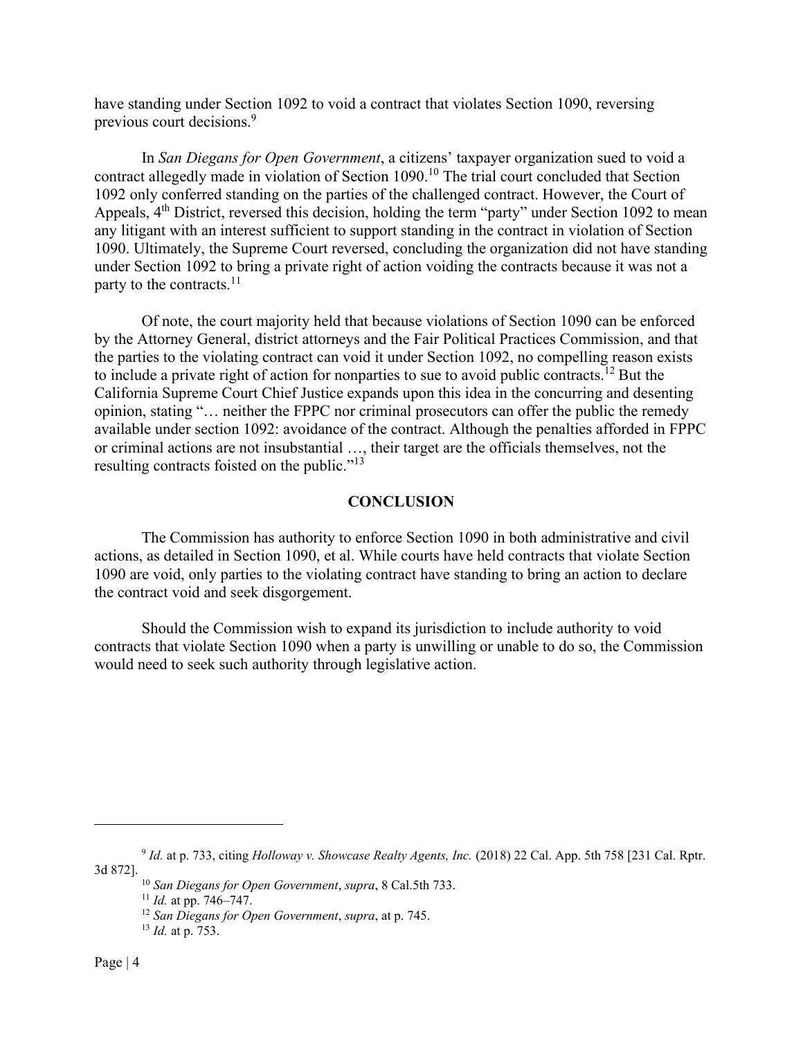have standing under Section 1092 to void a contract that violates Section 1090, reversing previous court decisions.[9]

In *San Diegans for Open Government*, a citizens' taxpayer organization sued to void a contract allegedly made in violation of Section 1090.[10] The trial court concluded that Section 1092 only conferred standing on the parties of the challenged contract. However, the Court of Appeals, 4th District, reversed this decision, holding the term "party" under Section 1092 to mean any litigant with an interest sufficient to support standing in the contract in violation of Section 1090. Ultimately, the Supreme Court reversed, concluding the organization did not have standing under Section 1092 to bring a private right of action voiding the contracts because it was not a party to the contracts.[11]

Of note, the court majority held that because violations of Section 1090 can be enforced by the Attorney General, district attorneys and the Fair Political Practices Commission, and that the parties to the violating contract can void it under Section 1092, no compelling reason exists to include a private right of action for nonparties to sue to avoid public contracts.[12] But the California Supreme Court Chief Justice expands upon this idea in the concurring and desenting opinion, stating "… neither the FPPC nor criminal prosecutors can offer the public the remedy available under section 1092: avoidance of the contract. Although the penalties afforded in FPPC or criminal actions are not insubstantial …, their target are the officials themselves, not the resulting contracts foisted on the public."[13]

## CONCLUSION

The Commission has authority to enforce Section 1090 in both administrative and civil actions, as detailed in Section 1090, et al. While courts have held contracts that violate Section 1090 are void, only parties to the violating contract have standing to bring an action to declare the contract void and seek disgorgement.

Should the Commission wish to expand its jurisdiction to include authority to void contracts that violate Section 1090 when a party is unwilling or unable to do so, the Commission would need to seek such authority through legislative action.

---

[9] *Id.* at p. 733, citing *Holloway v. Showcase Realty Agents, Inc.* (2018) 22 Cal. App. 5th 758 [231 Cal. Rptr. 3d 872].

[10] *San Diegans for Open Government*, *supra*, 8 Cal.5th 733.

[11] *Id.* at pp. 746–747.

[12] *San Diegans for Open Government*, *supra*, at p. 745.

[13] *Id.* at p. 753.